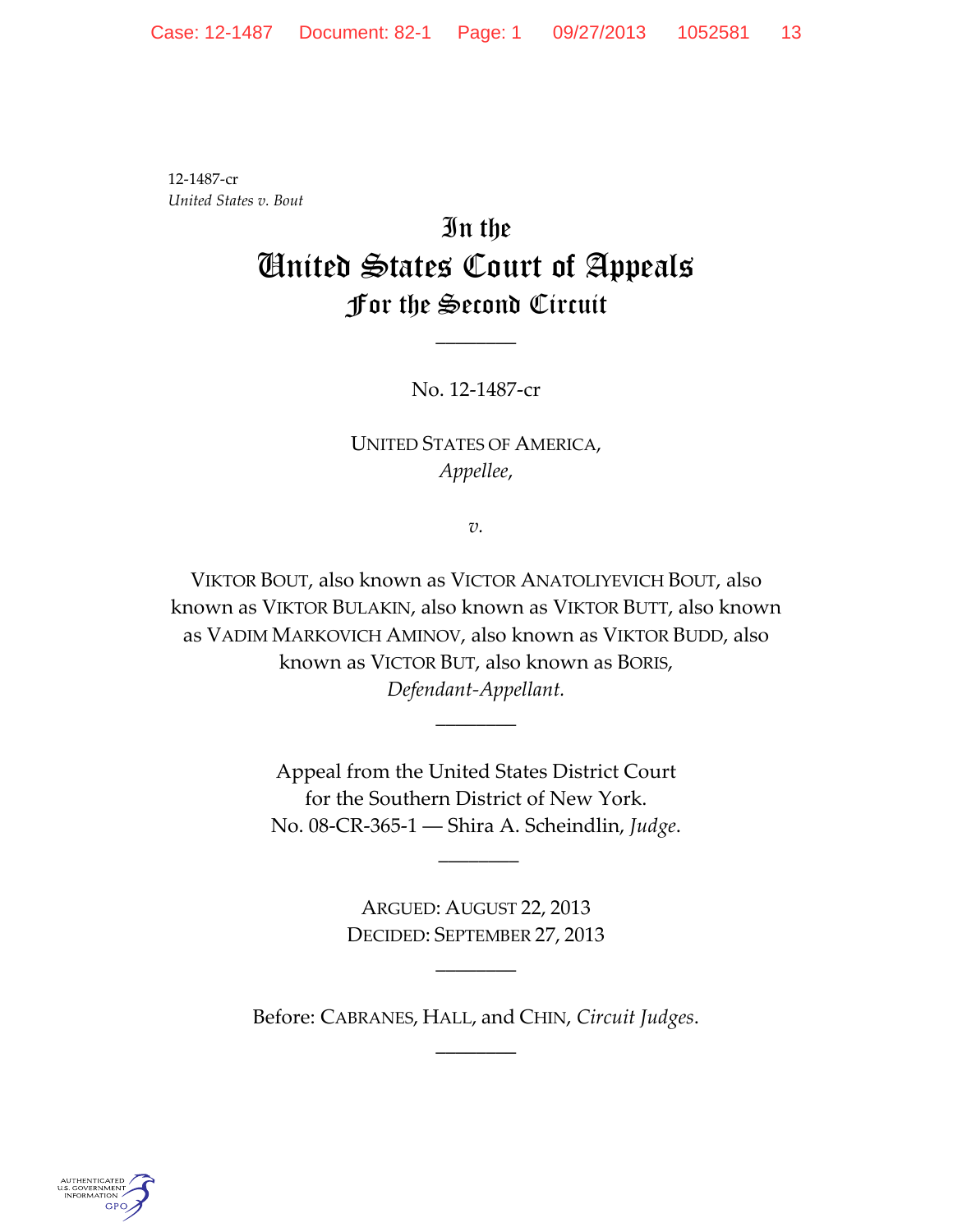12-1487-cr
*United States v. Bout*

# In the United States Court of Appeals For the Second Circuit

________

No. 12-1487-cr

UNITED STATES OF AMERICA,
*Appellee*,

*v.*

VIKTOR BOUT, also known as VICTOR ANATOLIYEVICH BOUT, also known as VIKTOR BULAKIN, also known as VIKTOR BUTT, also known as VADIM MARKOVICH AMINOV, also known as VIKTOR BUDD, also known as VICTOR BUT, also known as BORIS,
*Defendant-Appellant.*

________

Appeal from the United States District Court
for the Southern District of New York.
No. 08-CR-365-1 — Shira A. Scheindlin, *Judge*.

________

ARGUED: AUGUST 22, 2013
DECIDED: SEPTEMBER 27, 2013

________

Before: CABRANES, HALL, and CHIN, *Circuit Judges*.

________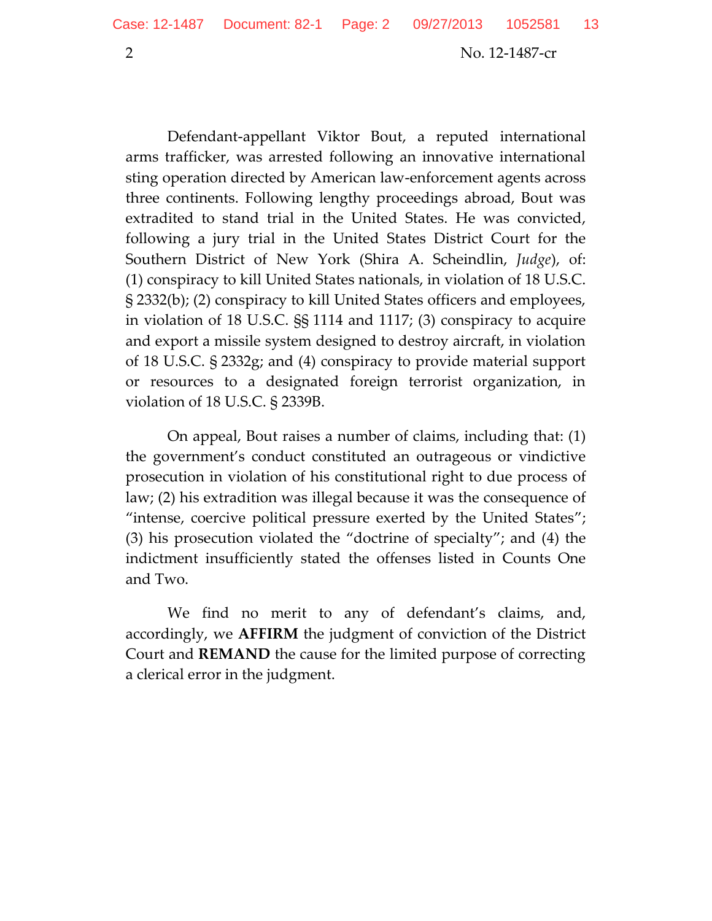Defendant-appellant Viktor Bout, a reputed international arms trafficker, was arrested following an innovative international sting operation directed by American law-enforcement agents across three continents. Following lengthy proceedings abroad, Bout was extradited to stand trial in the United States. He was convicted, following a jury trial in the United States District Court for the Southern District of New York (Shira A. Scheindlin, *Judge*), of: (1) conspiracy to kill United States nationals, in violation of 18 U.S.C. § 2332(b); (2) conspiracy to kill United States officers and employees, in violation of 18 U.S.C. §§ 1114 and 1117; (3) conspiracy to acquire and export a missile system designed to destroy aircraft, in violation of 18 U.S.C. § 2332g; and (4) conspiracy to provide material support or resources to a designated foreign terrorist organization, in violation of 18 U.S.C. § 2339B.

On appeal, Bout raises a number of claims, including that: (1) the government's conduct constituted an outrageous or vindictive prosecution in violation of his constitutional right to due process of law; (2) his extradition was illegal because it was the consequence of "intense, coercive political pressure exerted by the United States"; (3) his prosecution violated the "doctrine of specialty"; and (4) the indictment insufficiently stated the offenses listed in Counts One and Two.

We find no merit to any of defendant's claims, and, accordingly, we **AFFIRM** the judgment of conviction of the District Court and **REMAND** the cause for the limited purpose of correcting a clerical error in the judgment.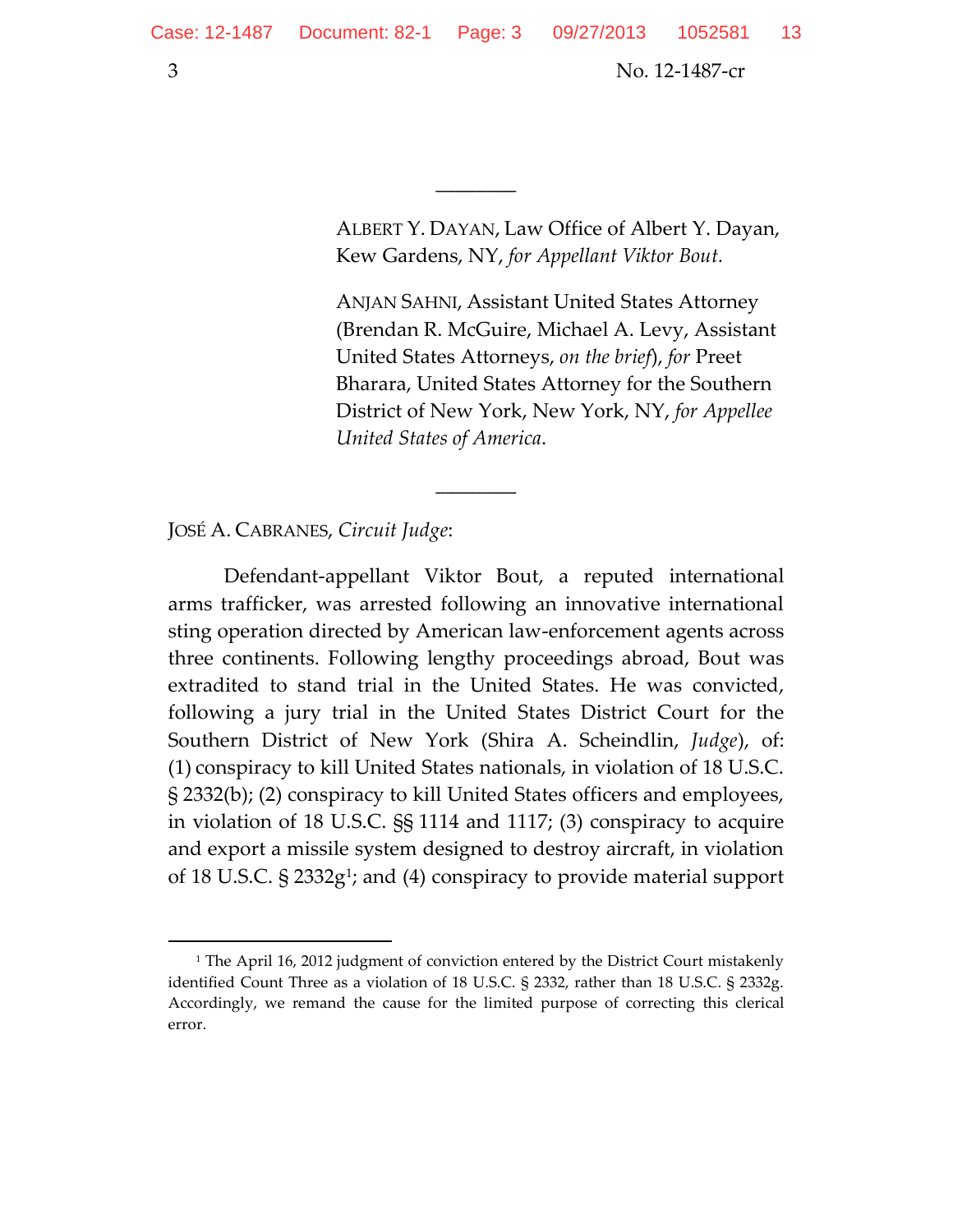________

ALBERT Y. DAYAN, Law Office of Albert Y. Dayan, Kew Gardens, NY, *for Appellant Viktor Bout.*

ANJAN SAHNI, Assistant United States Attorney (Brendan R. McGuire, Michael A. Levy, Assistant United States Attorneys, *on the brief*), *for* Preet Bharara, United States Attorney for the Southern District of New York, New York, NY, *for Appellee United States of America*.

________

JOSÉ A. CABRANES, *Circuit Judge*:

Defendant-appellant Viktor Bout, a reputed international arms trafficker, was arrested following an innovative international sting operation directed by American law-enforcement agents across three continents. Following lengthy proceedings abroad, Bout was extradited to stand trial in the United States. He was convicted, following a jury trial in the United States District Court for the Southern District of New York (Shira A. Scheindlin, *Judge*), of: (1) conspiracy to kill United States nationals, in violation of 18 U.S.C. § 2332(b); (2) conspiracy to kill United States officers and employees, in violation of 18 U.S.C. §§ 1114 and 1117; (3) conspiracy to acquire and export a missile system designed to destroy aircraft, in violation of 18 U.S.C. § 2332g[1]; and (4) conspiracy to provide material support

[1] The April 16, 2012 judgment of conviction entered by the District Court mistakenly identified Count Three as a violation of 18 U.S.C. § 2332, rather than 18 U.S.C. § 2332g. Accordingly, we remand the cause for the limited purpose of correcting this clerical error.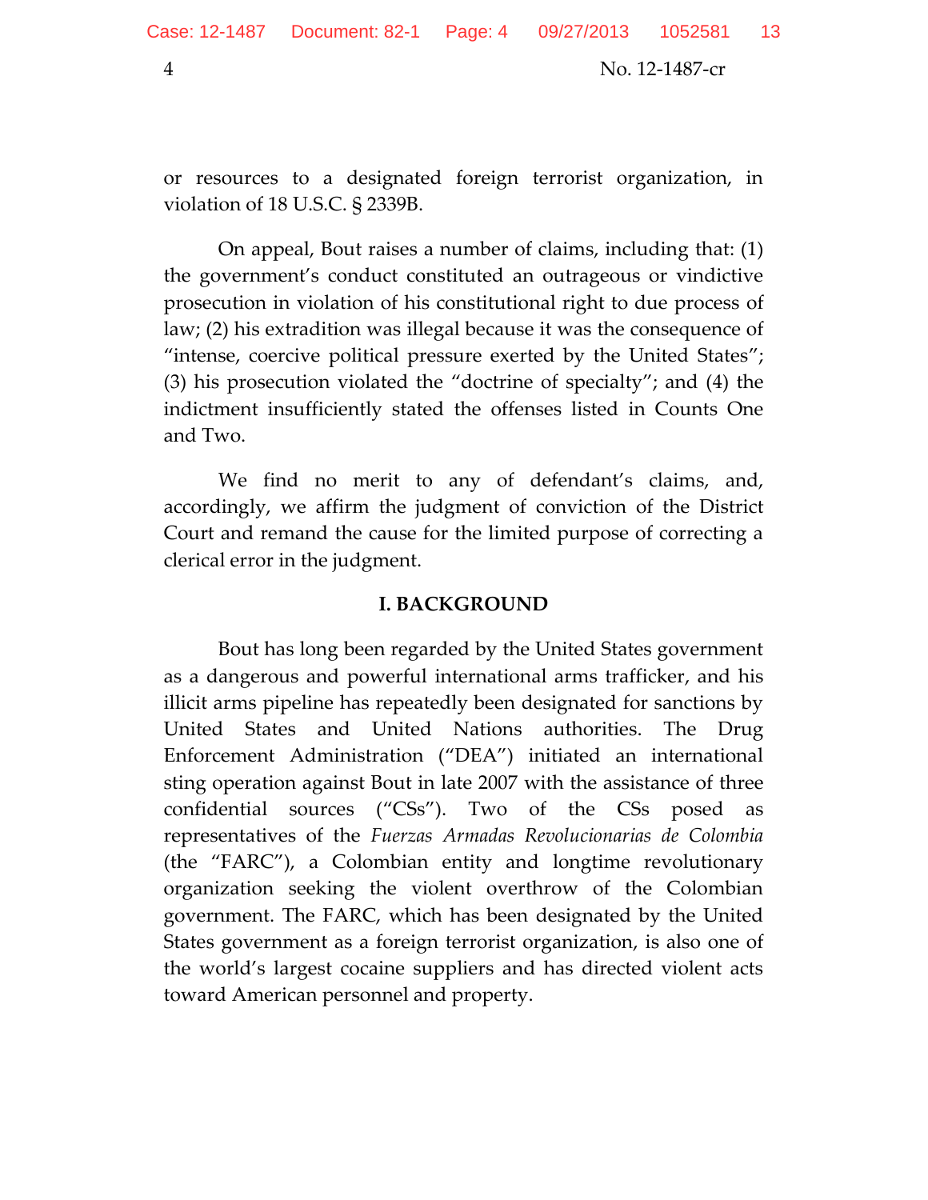or resources to a designated foreign terrorist organization, in violation of 18 U.S.C. § 2339B.

On appeal, Bout raises a number of claims, including that: (1) the government's conduct constituted an outrageous or vindictive prosecution in violation of his constitutional right to due process of law; (2) his extradition was illegal because it was the consequence of "intense, coercive political pressure exerted by the United States"; (3) his prosecution violated the "doctrine of specialty"; and (4) the indictment insufficiently stated the offenses listed in Counts One and Two.

We find no merit to any of defendant's claims, and, accordingly, we affirm the judgment of conviction of the District Court and remand the cause for the limited purpose of correcting a clerical error in the judgment.

## I. BACKGROUND

Bout has long been regarded by the United States government as a dangerous and powerful international arms trafficker, and his illicit arms pipeline has repeatedly been designated for sanctions by United States and United Nations authorities. The Drug Enforcement Administration ("DEA") initiated an international sting operation against Bout in late 2007 with the assistance of three confidential sources ("CSs"). Two of the CSs posed as representatives of the *Fuerzas Armadas Revolucionarias de Colombia* (the "FARC"), a Colombian entity and longtime revolutionary organization seeking the violent overthrow of the Colombian government. The FARC, which has been designated by the United States government as a foreign terrorist organization, is also one of the world's largest cocaine suppliers and has directed violent acts toward American personnel and property.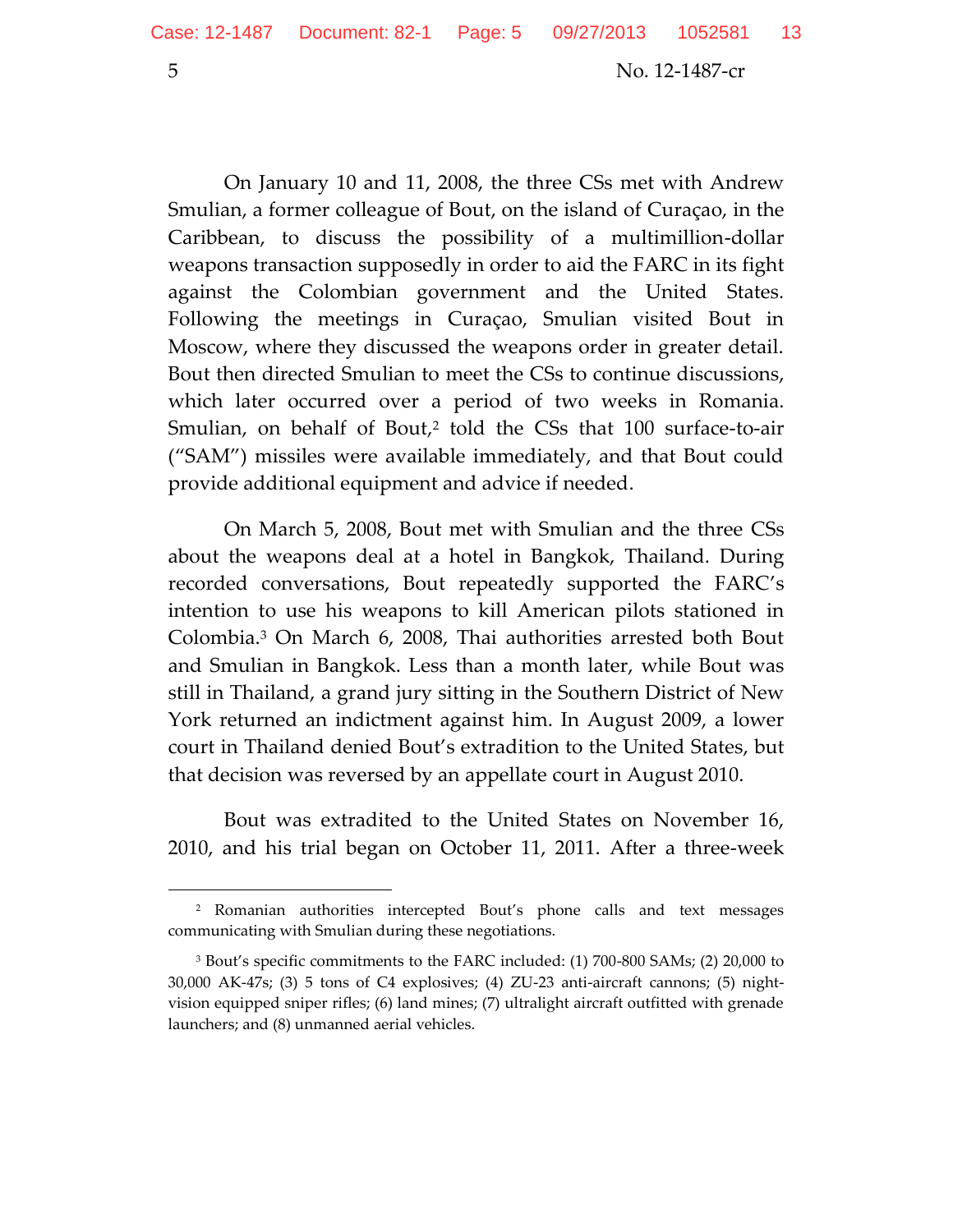On January 10 and 11, 2008, the three CSs met with Andrew Smulian, a former colleague of Bout, on the island of Curaçao, in the Caribbean, to discuss the possibility of a multimillion-dollar weapons transaction supposedly in order to aid the FARC in its fight against the Colombian government and the United States. Following the meetings in Curaçao, Smulian visited Bout in Moscow, where they discussed the weapons order in greater detail. Bout then directed Smulian to meet the CSs to continue discussions, which later occurred over a period of two weeks in Romania. Smulian, on behalf of Bout,[2] told the CSs that 100 surface-to-air ("SAM") missiles were available immediately, and that Bout could provide additional equipment and advice if needed.

On March 5, 2008, Bout met with Smulian and the three CSs about the weapons deal at a hotel in Bangkok, Thailand. During recorded conversations, Bout repeatedly supported the FARC's intention to use his weapons to kill American pilots stationed in Colombia.[3] On March 6, 2008, Thai authorities arrested both Bout and Smulian in Bangkok. Less than a month later, while Bout was still in Thailand, a grand jury sitting in the Southern District of New York returned an indictment against him. In August 2009, a lower court in Thailand denied Bout's extradition to the United States, but that decision was reversed by an appellate court in August 2010.

Bout was extradited to the United States on November 16, 2010, and his trial began on October 11, 2011. After a three-week

---

[2] Romanian authorities intercepted Bout's phone calls and text messages communicating with Smulian during these negotiations.

[3] Bout's specific commitments to the FARC included: (1) 700-800 SAMs; (2) 20,000 to 30,000 AK-47s; (3) 5 tons of C4 explosives; (4) ZU-23 anti-aircraft cannons; (5) night-vision equipped sniper rifles; (6) land mines; (7) ultralight aircraft outfitted with grenade launchers; and (8) unmanned aerial vehicles.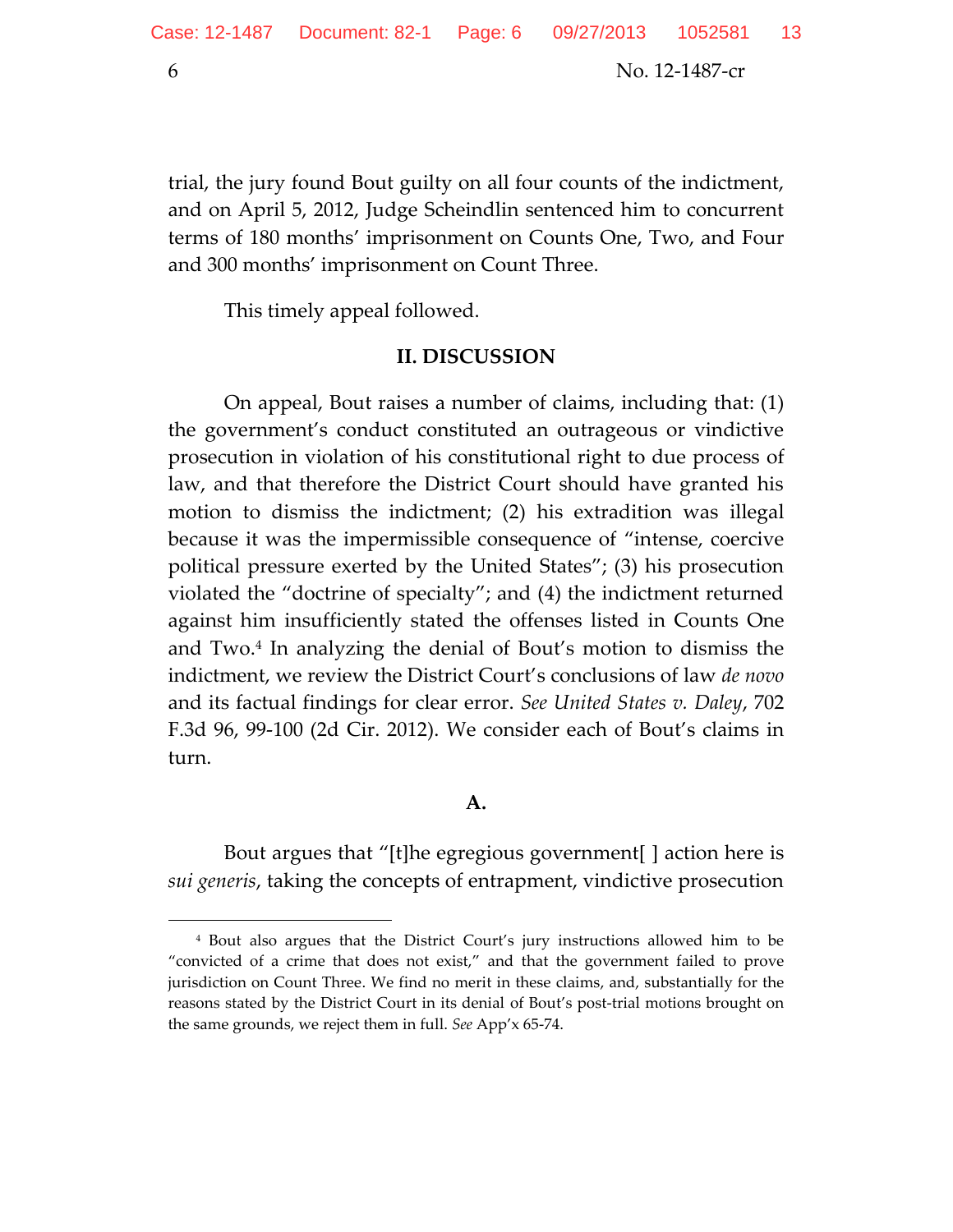trial, the jury found Bout guilty on all four counts of the indictment, and on April 5, 2012, Judge Scheindlin sentenced him to concurrent terms of 180 months' imprisonment on Counts One, Two, and Four and 300 months' imprisonment on Count Three.

This timely appeal followed.

## II. DISCUSSION

On appeal, Bout raises a number of claims, including that: (1) the government's conduct constituted an outrageous or vindictive prosecution in violation of his constitutional right to due process of law, and that therefore the District Court should have granted his motion to dismiss the indictment; (2) his extradition was illegal because it was the impermissible consequence of "intense, coercive political pressure exerted by the United States"; (3) his prosecution violated the "doctrine of specialty"; and (4) the indictment returned against him insufficiently stated the offenses listed in Counts One and Two.[4] In analyzing the denial of Bout's motion to dismiss the indictment, we review the District Court's conclusions of law *de novo* and its factual findings for clear error. *See United States v. Daley*, 702 F.3d 96, 99-100 (2d Cir. 2012). We consider each of Bout's claims in turn.

### A.

Bout argues that "[t]he egregious government[ ] action here is *sui generis*, taking the concepts of entrapment, vindictive prosecution

[4] Bout also argues that the District Court's jury instructions allowed him to be "convicted of a crime that does not exist," and that the government failed to prove jurisdiction on Count Three. We find no merit in these claims, and, substantially for the reasons stated by the District Court in its denial of Bout's post-trial motions brought on the same grounds, we reject them in full. *See* App'x 65-74.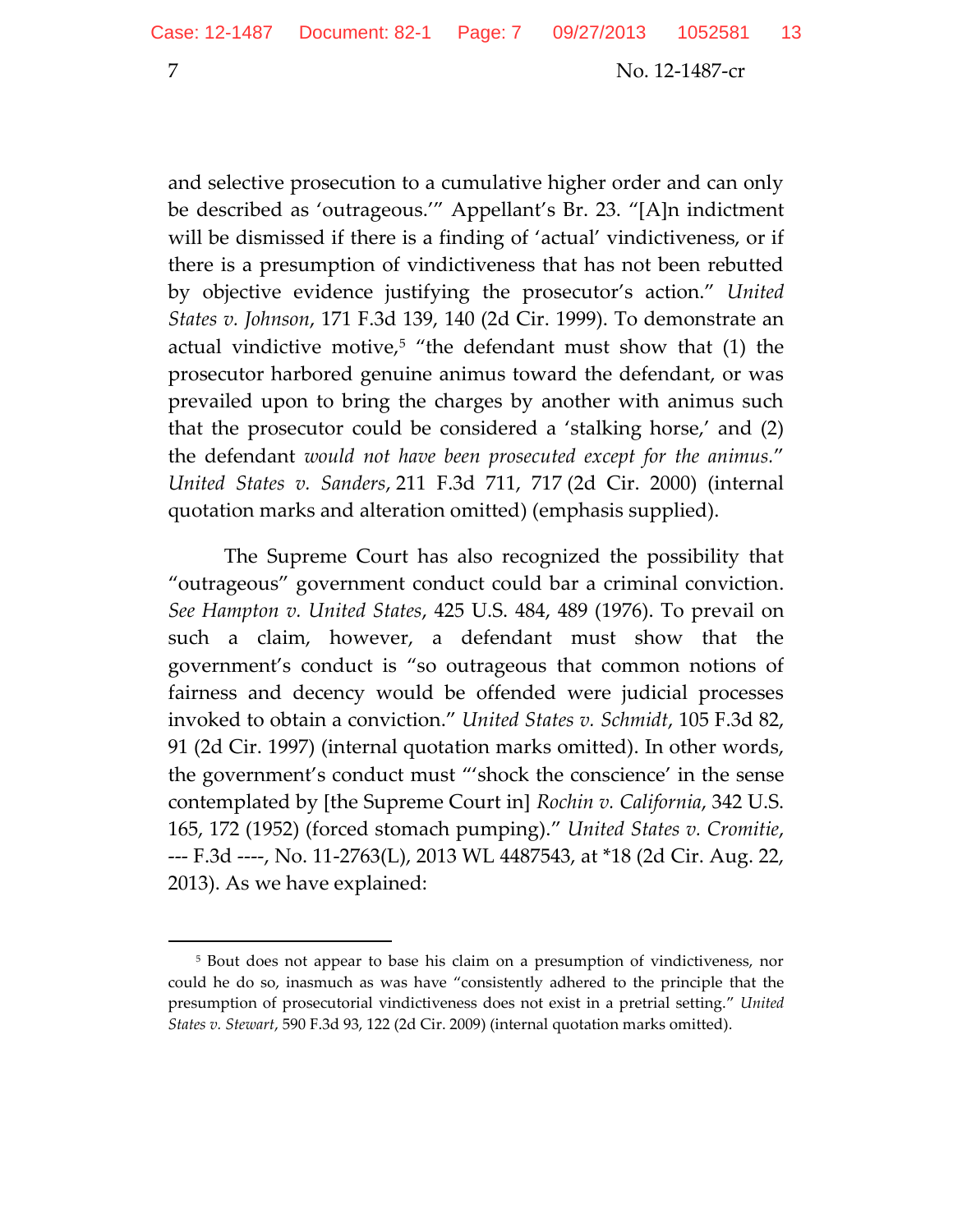and selective prosecution to a cumulative higher order and can only be described as 'outrageous.'" Appellant's Br. 23. "[A]n indictment will be dismissed if there is a finding of 'actual' vindictiveness, or if there is a presumption of vindictiveness that has not been rebutted by objective evidence justifying the prosecutor's action." *United States v. Johnson*, 171 F.3d 139, 140 (2d Cir. 1999). To demonstrate an actual vindictive motive,[5] "the defendant must show that (1) the prosecutor harbored genuine animus toward the defendant, or was prevailed upon to bring the charges by another with animus such that the prosecutor could be considered a 'stalking horse,' and (2) the defendant *would not have been prosecuted except for the animus*." *United States v. Sanders*, 211 F.3d 711, 717 (2d Cir. 2000) (internal quotation marks and alteration omitted) (emphasis supplied).

The Supreme Court has also recognized the possibility that "outrageous" government conduct could bar a criminal conviction. *See Hampton v. United States*, 425 U.S. 484, 489 (1976). To prevail on such a claim, however, a defendant must show that the government's conduct is "so outrageous that common notions of fairness and decency would be offended were judicial processes invoked to obtain a conviction." *United States v. Schmidt*, 105 F.3d 82, 91 (2d Cir. 1997) (internal quotation marks omitted). In other words, the government's conduct must "'shock the conscience' in the sense contemplated by [the Supreme Court in] *Rochin v. California*, 342 U.S. 165, 172 (1952) (forced stomach pumping)." *United States v. Cromitie*, --- F.3d ----, No. 11-2763(L), 2013 WL 4487543, at *18 (2d Cir. Aug. 22, 2013). As we have explained:

---

[5] Bout does not appear to base his claim on a presumption of vindictiveness, nor could he do so, inasmuch as was have "consistently adhered to the principle that the presumption of prosecutorial vindictiveness does not exist in a pretrial setting." *United States v. Stewart*, 590 F.3d 93, 122 (2d Cir. 2009) (internal quotation marks omitted).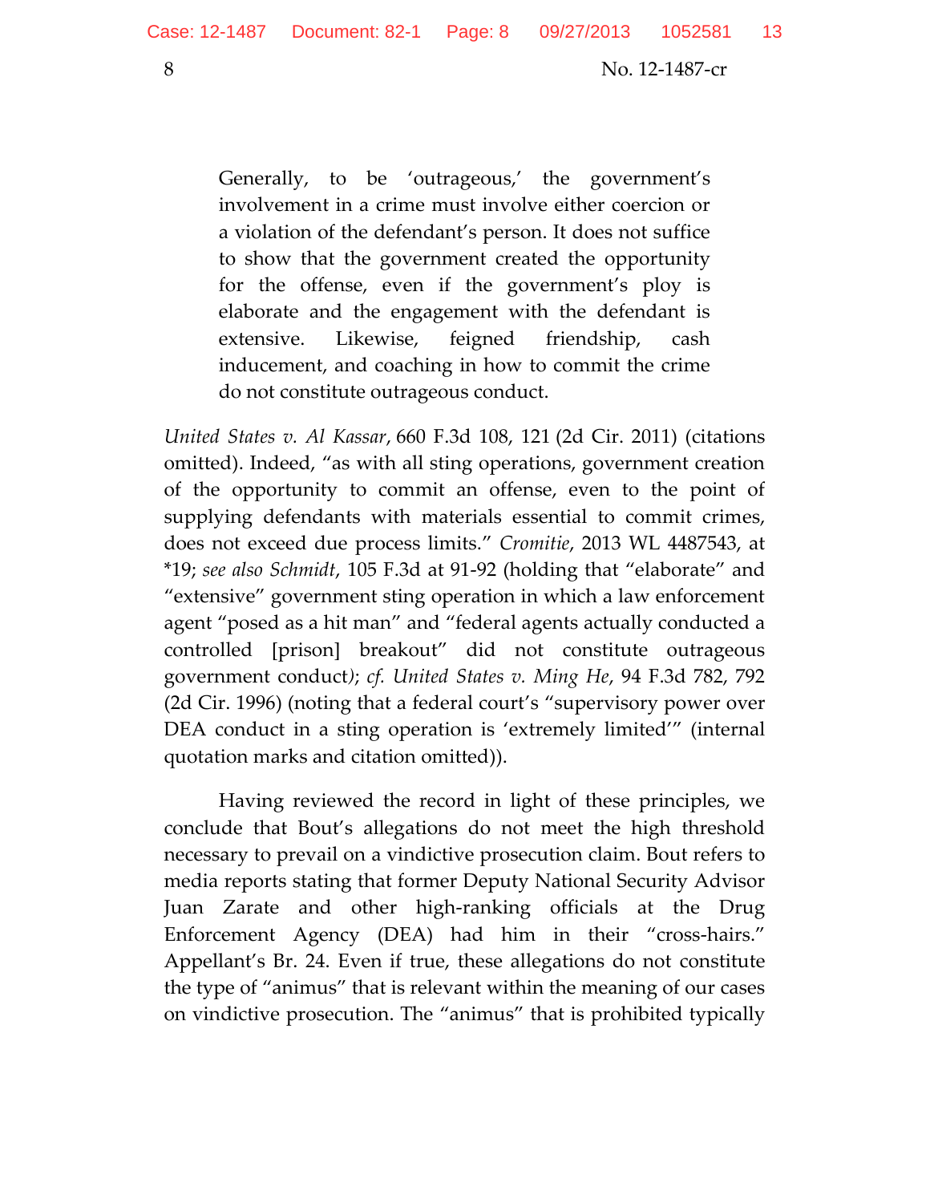> Generally, to be 'outrageous,' the government's involvement in a crime must involve either coercion or a violation of the defendant's person. It does not suffice to show that the government created the opportunity for the offense, even if the government's ploy is elaborate and the engagement with the defendant is extensive. Likewise, feigned friendship, cash inducement, and coaching in how to commit the crime do not constitute outrageous conduct.

*United States v. Al Kassar*, 660 F.3d 108, 121 (2d Cir. 2011) (citations omitted). Indeed, "as with all sting operations, government creation of the opportunity to commit an offense, even to the point of supplying defendants with materials essential to commit crimes, does not exceed due process limits." *Cromitie*, 2013 WL 4487543, at *19; *see also Schmidt*, 105 F.3d at 91-92 (holding that "elaborate" and "extensive" government sting operation in which a law enforcement agent "posed as a hit man" and "federal agents actually conducted a controlled [prison] breakout" did not constitute outrageous government conduct); *cf. United States v. Ming He*, 94 F.3d 782, 792 (2d Cir. 1996) (noting that a federal court's "supervisory power over DEA conduct in a sting operation is 'extremely limited'" (internal quotation marks and citation omitted)).

Having reviewed the record in light of these principles, we conclude that Bout's allegations do not meet the high threshold necessary to prevail on a vindictive prosecution claim. Bout refers to media reports stating that former Deputy National Security Advisor Juan Zarate and other high-ranking officials at the Drug Enforcement Agency (DEA) had him in their "cross-hairs." Appellant's Br. 24. Even if true, these allegations do not constitute the type of "animus" that is relevant within the meaning of our cases on vindictive prosecution. The "animus" that is prohibited typically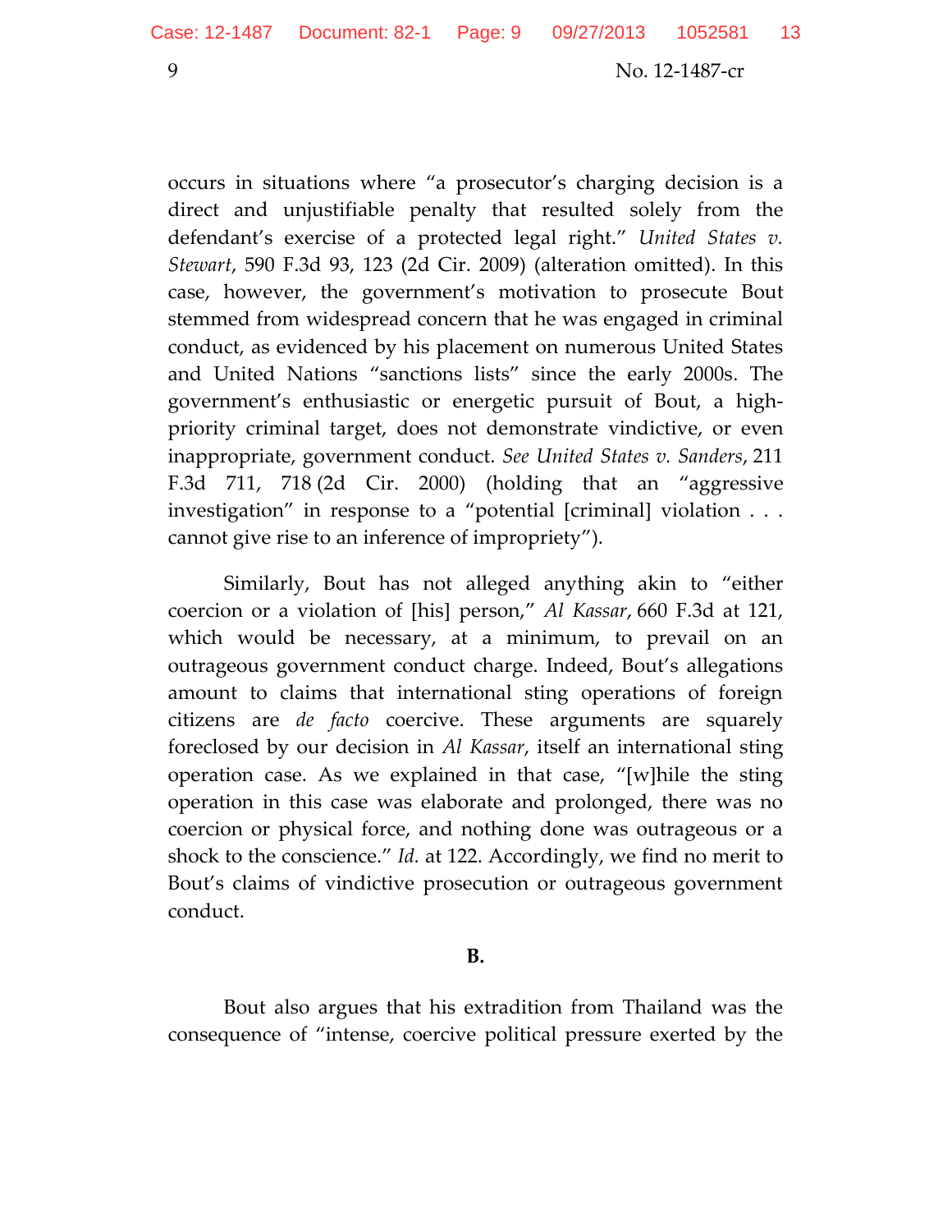occurs in situations where "a prosecutor's charging decision is a direct and unjustifiable penalty that resulted solely from the defendant's exercise of a protected legal right." *United States v. Stewart*, 590 F.3d 93, 123 (2d Cir. 2009) (alteration omitted). In this case, however, the government's motivation to prosecute Bout stemmed from widespread concern that he was engaged in criminal conduct, as evidenced by his placement on numerous United States and United Nations "sanctions lists" since the early 2000s. The government's enthusiastic or energetic pursuit of Bout, a high-priority criminal target, does not demonstrate vindictive, or even inappropriate, government conduct. *See United States v. Sanders*, 211 F.3d 711, 718 (2d Cir. 2000) (holding that an "aggressive investigation" in response to a "potential [criminal] violation . . . cannot give rise to an inference of impropriety").

Similarly, Bout has not alleged anything akin to "either coercion or a violation of [his] person," *Al Kassar*, 660 F.3d at 121, which would be necessary, at a minimum, to prevail on an outrageous government conduct charge. Indeed, Bout's allegations amount to claims that international sting operations of foreign citizens are *de facto* coercive. These arguments are squarely foreclosed by our decision in *Al Kassar*, itself an international sting operation case. As we explained in that case, "[w]hile the sting operation in this case was elaborate and prolonged, there was no coercion or physical force, and nothing done was outrageous or a shock to the conscience." *Id.* at 122. Accordingly, we find no merit to Bout's claims of vindictive prosecution or outrageous government conduct.

**B.**

Bout also argues that his extradition from Thailand was the consequence of "intense, coercive political pressure exerted by the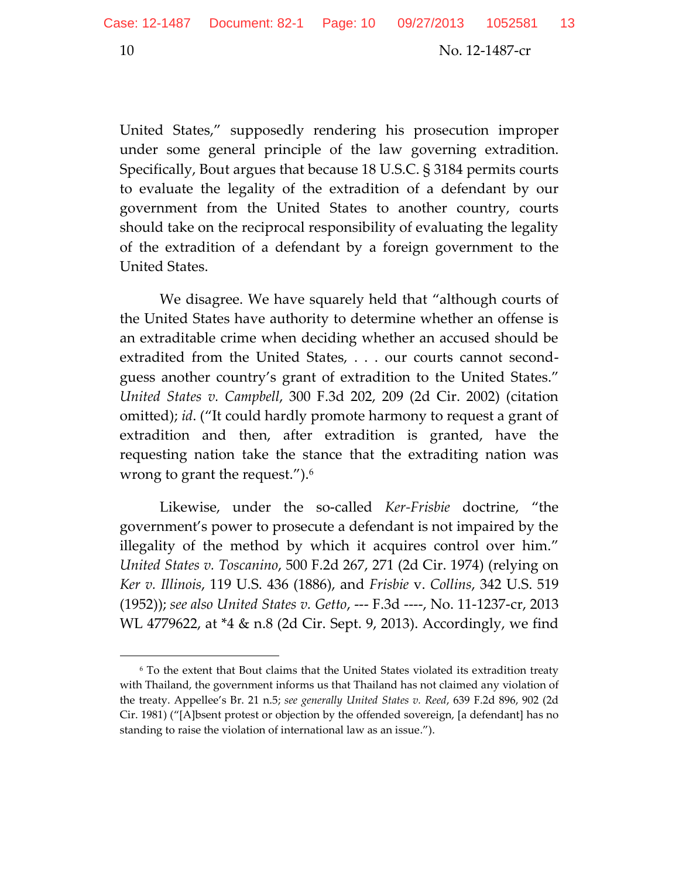United States," supposedly rendering his prosecution improper under some general principle of the law governing extradition. Specifically, Bout argues that because 18 U.S.C. § 3184 permits courts to evaluate the legality of the extradition of a defendant by our government from the United States to another country, courts should take on the reciprocal responsibility of evaluating the legality of the extradition of a defendant by a foreign government to the United States.

We disagree. We have squarely held that "although courts of the United States have authority to determine whether an offense is an extraditable crime when deciding whether an accused should be extradited from the United States, . . . our courts cannot second-guess another country's grant of extradition to the United States." *United States v. Campbell*, 300 F.3d 202, 209 (2d Cir. 2002) (citation omitted); *id*. ("It could hardly promote harmony to request a grant of extradition and then, after extradition is granted, have the requesting nation take the stance that the extraditing nation was wrong to grant the request.").[6]

Likewise, under the so-called *Ker-Frisbie* doctrine, "the government's power to prosecute a defendant is not impaired by the illegality of the method by which it acquires control over him." *United States v. Toscanino*, 500 F.2d 267, 271 (2d Cir. 1974) (relying on *Ker v. Illinois*, 119 U.S. 436 (1886), and *Frisbie* v. *Collins*, 342 U.S. 519 (1952)); *see also United States v. Getto*, --- F.3d ----, No. 11-1237-cr, 2013 WL 4779622, at *4 & n.8 (2d Cir. Sept. 9, 2013). Accordingly, we find

---

[6] To the extent that Bout claims that the United States violated its extradition treaty with Thailand, the government informs us that Thailand has not claimed any violation of the treaty. Appellee's Br. 21 n.5; *see generally United States v. Reed*, 639 F.2d 896, 902 (2d Cir. 1981) ("[A]bsent protest or objection by the offended sovereign, [a defendant] has no standing to raise the violation of international law as an issue.").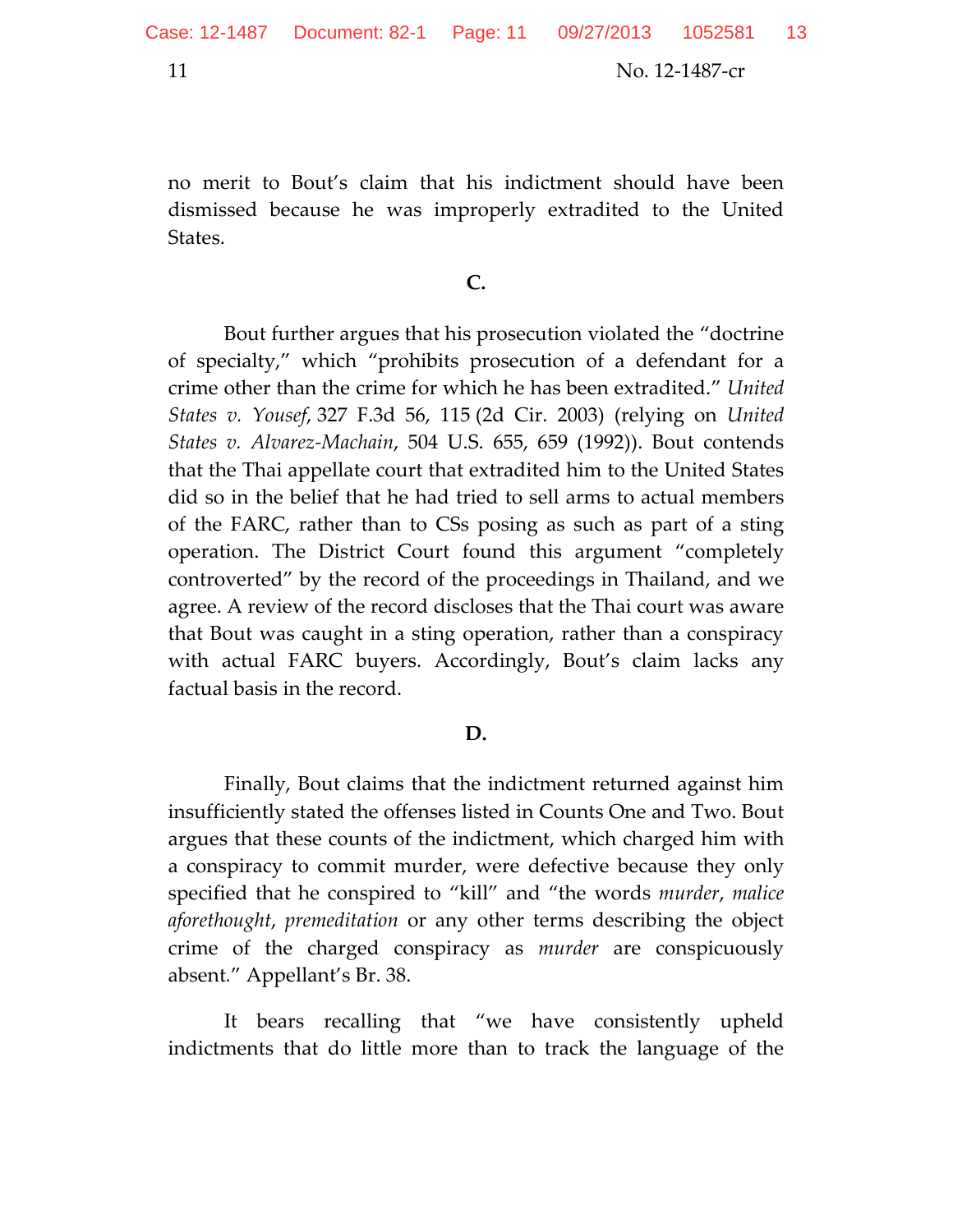no merit to Bout's claim that his indictment should have been dismissed because he was improperly extradited to the United States.

**C.**

Bout further argues that his prosecution violated the "doctrine of specialty," which "prohibits prosecution of a defendant for a crime other than the crime for which he has been extradited." *United States v. Yousef*, 327 F.3d 56, 115 (2d Cir. 2003) (relying on *United States v. Alvarez-Machain*, 504 U.S. 655, 659 (1992)). Bout contends that the Thai appellate court that extradited him to the United States did so in the belief that he had tried to sell arms to actual members of the FARC, rather than to CSs posing as such as part of a sting operation. The District Court found this argument "completely controverted" by the record of the proceedings in Thailand, and we agree. A review of the record discloses that the Thai court was aware that Bout was caught in a sting operation, rather than a conspiracy with actual FARC buyers. Accordingly, Bout's claim lacks any factual basis in the record.

**D.**

Finally, Bout claims that the indictment returned against him insufficiently stated the offenses listed in Counts One and Two. Bout argues that these counts of the indictment, which charged him with a conspiracy to commit murder, were defective because they only specified that he conspired to "kill" and "the words *murder*, *malice aforethought*, *premeditation* or any other terms describing the object crime of the charged conspiracy as *murder* are conspicuously absent." Appellant's Br. 38.

It bears recalling that "we have consistently upheld indictments that do little more than to track the language of the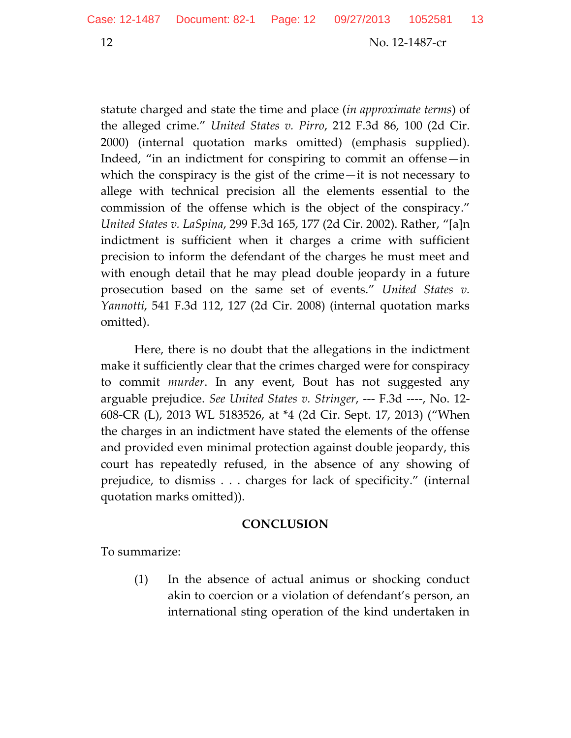statute charged and state the time and place (*in approximate terms*) of the alleged crime." *United States v. Pirro*, 212 F.3d 86, 100 (2d Cir. 2000) (internal quotation marks omitted) (emphasis supplied). Indeed, "in an indictment for conspiring to commit an offense—in which the conspiracy is the gist of the crime—it is not necessary to allege with technical precision all the elements essential to the commission of the offense which is the object of the conspiracy." *United States v. LaSpina*, 299 F.3d 165, 177 (2d Cir. 2002). Rather, "[a]n indictment is sufficient when it charges a crime with sufficient precision to inform the defendant of the charges he must meet and with enough detail that he may plead double jeopardy in a future prosecution based on the same set of events." *United States v. Yannotti*, 541 F.3d 112, 127 (2d Cir. 2008) (internal quotation marks omitted).

Here, there is no doubt that the allegations in the indictment make it sufficiently clear that the crimes charged were for conspiracy to commit *murder*. In any event, Bout has not suggested any arguable prejudice. *See United States v. Stringer*, --- F.3d ----, No. 12-608-CR (L), 2013 WL 5183526, at *4 (2d Cir. Sept. 17, 2013) ("When the charges in an indictment have stated the elements of the offense and provided even minimal protection against double jeopardy, this court has repeatedly refused, in the absence of any showing of prejudice, to dismiss . . . charges for lack of specificity." (internal quotation marks omitted)).

## CONCLUSION

To summarize:

(1) In the absence of actual animus or shocking conduct akin to coercion or a violation of defendant's person, an international sting operation of the kind undertaken in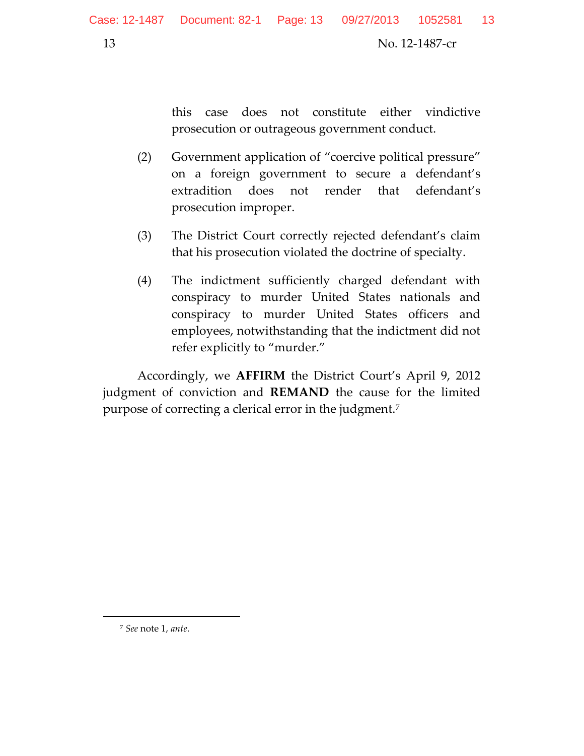this case does not constitute either vindictive prosecution or outrageous government conduct.

(2) Government application of "coercive political pressure" on a foreign government to secure a defendant's extradition does not render that defendant's prosecution improper.

(3) The District Court correctly rejected defendant's claim that his prosecution violated the doctrine of specialty.

(4) The indictment sufficiently charged defendant with conspiracy to murder United States nationals and conspiracy to murder United States officers and employees, notwithstanding that the indictment did not refer explicitly to "murder."

Accordingly, we **AFFIRM** the District Court's April 9, 2012 judgment of conviction and **REMAND** the cause for the limited purpose of correcting a clerical error in the judgment.[7]

---

[7] *See* note 1, *ante*.